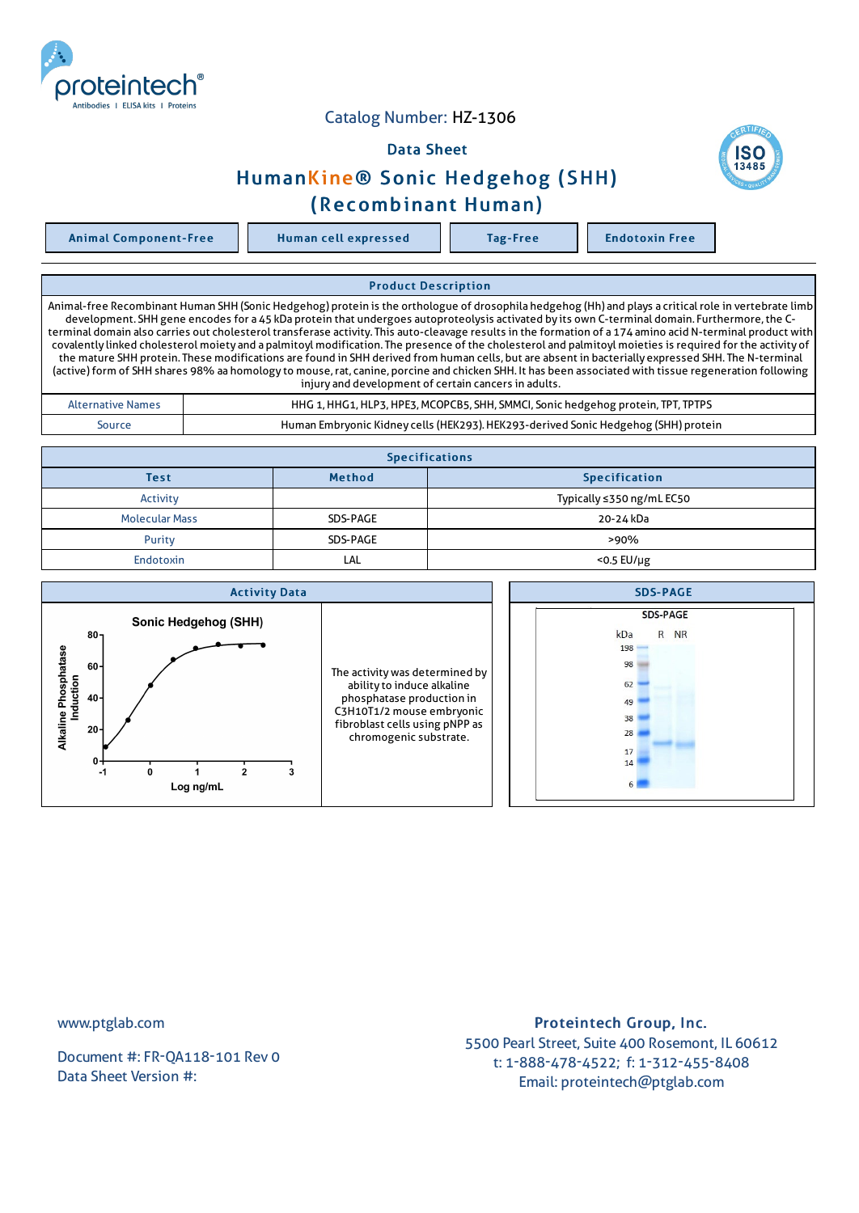Catalog Number: HZ-1306

## Data Sheet

# HumanKine® Sonic Hedgehog (SHH) (Recombinant Human)

| Animal Component-Free | Human cell expressed | Tag-Free | Endotoxin Free |
|---|---|---|---|

## Product Description

Animal-free Recombinant Human SHH (Sonic Hedgehog) protein is the orthologue of drosophila hedgehog (Hh) and plays a critical role in vertebrate limb development. SHH gene encodes for a 45 kDa protein that undergoes autoproteolysis activated by its own C-terminal domain. Furthermore, the C-terminal domain also carries out cholesterol transferase activity. This auto-cleavage results in the formation of a 174 amino acid N-terminal product with covalently linked cholesterol moiety and a palmitoyl modification. The presence of the cholesterol and palmitoyl moieties is required for the activity of the mature SHH protein. These modifications are found in SHH derived from human cells, but are absent in bacterially expressed SHH. The N-terminal (active) form of SHH shares 98% aa homology to mouse, rat, canine, porcine and chicken SHH. It has been associated with tissue regeneration following injury and development of certain cancers in adults.

| | |
|---|---|
| Alternative Names | HHG 1, HHG1, HLP3, HPE3, MCOPCB5, SHH, SMMCI, Sonic hedgehog protein, TPT, TPTPS |
| Source | Human Embryonic Kidney cells (HEK293). HEK293-derived Sonic Hedgehog (SHH) protein |

## Specifications

| Test | Method | Specification |
|---|---|---|
| Activity | | Typically ≤350 ng/mL EC50 |
| Molecular Mass | SDS-PAGE | 20-24 kDa |
| Purity | SDS-PAGE | >90% |
| Endotoxin | LAL | <0.5 EU/μg |

## Activity Data

The activity was determined by ability to induce alkaline phosphatase production in C3H10T1/2 mouse embryonic fibroblast cells using pNPP as chromogenic substrate.

## SDS-PAGE

www.ptglab.com

Document #: FR-QA118-101 Rev 0
Data Sheet Version #:

**Proteintech Group, Inc.**
5500 Pearl Street, Suite 400 Rosemont, IL 60612
t: 1-888-478-4522; f: 1-312-455-8408
Email: proteintech@ptglab.com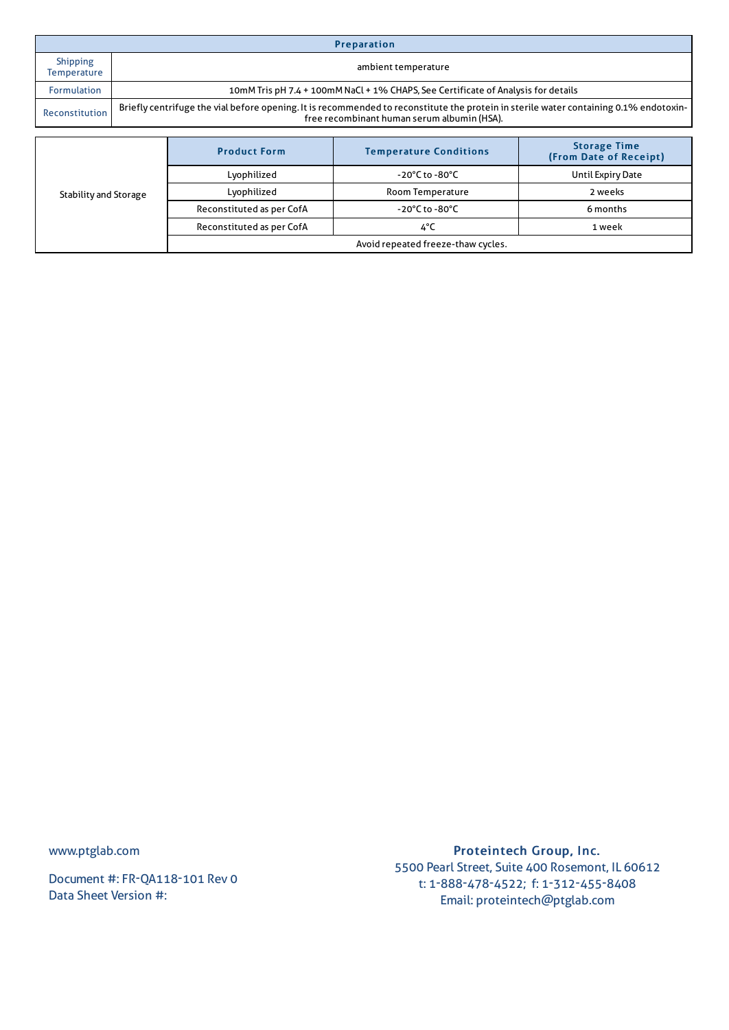| Preparation | |
|---|---|
| Shipping Temperature | ambient temperature |
| Formulation | 10mM Tris pH 7.4 + 100mM NaCl + 1% CHAPS, See Certificate of Analysis for details |
| Reconstitution | Briefly centrifuge the vial before opening. It is recommended to reconstitute the protein in sterile water containing 0.1% endotoxin-free recombinant human serum albumin (HSA). |

| | Product Form | Temperature Conditions | Storage Time (From Date of Receipt) |
|---|---|---|---|
| Stability and Storage | Lyophilized | -20°C to -80°C | Until Expiry Date |
| | Lyophilized | Room Temperature | 2 weeks |
| | Reconstituted as per CofA | -20°C to -80°C | 6 months |
| | Reconstituted as per CofA | 4°C | 1 week |
| | Avoid repeated freeze-thaw cycles. | | |

www.ptglab.com

Document #: FR-QA118-101 Rev 0
Data Sheet Version #:

**Proteintech Group, Inc.**
5500 Pearl Street, Suite 400 Rosemont, IL 60612
t: 1-888-478-4522; f: 1-312-455-8408
Email: proteintech@ptglab.com